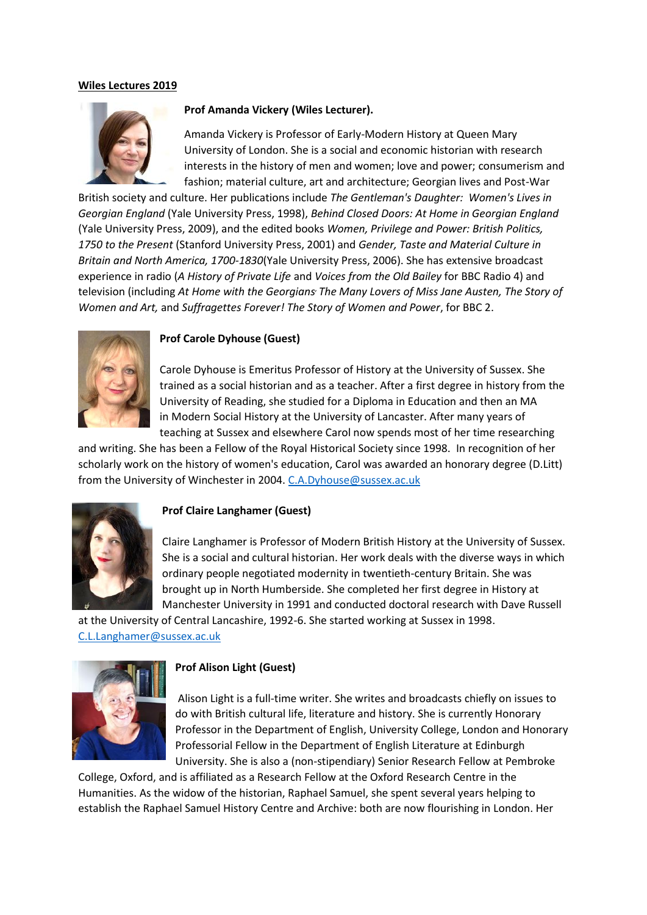**<u>Wiles Lectures 2019</u>**

**Prof Amanda Vickery (Wiles Lecturer).**

Amanda Vickery is Professor of Early-Modern History at Queen Mary University of London. She is a social and economic historian with research interests in the history of men and women; love and power; consumerism and fashion; material culture, art and architecture; Georgian lives and Post-War British society and culture. Her publications include *The Gentleman's Daughter: Women's Lives in Georgian England* (Yale University Press, 1998), *Behind Closed Doors: At Home in Georgian England* (Yale University Press, 2009), and the edited books *Women, Privilege and Power: British Politics, 1750 to the Present* (Stanford University Press, 2001) and *Gender, Taste and Material Culture in Britain and North America, 1700-1830*(Yale University Press, 2006). She has extensive broadcast experience in radio (*A History of Private Life* and *Voices from the Old Bailey* for BBC Radio 4) and television (including *At Home with the Georgians, The Many Lovers of Miss Jane Austen, The Story of Women and Art,* and *Suffragettes Forever! The Story of Women and Power*, for BBC 2.

**Prof Carole Dyhouse (Guest)**

Carole Dyhouse is Emeritus Professor of History at the University of Sussex. She trained as a social historian and as a teacher. After a first degree in history from the University of Reading, she studied for a Diploma in Education and then an MA in Modern Social History at the University of Lancaster. After many years of teaching at Sussex and elsewhere Carol now spends most of her time researching and writing. She has been a Fellow of the Royal Historical Society since 1998. In recognition of her scholarly work on the history of women's education, Carol was awarded an honorary degree (D.Litt) from the University of Winchester in 2004. C.A.Dyhouse@sussex.ac.uk

**Prof Claire Langhamer (Guest)**

Claire Langhamer is Professor of Modern British History at the University of Sussex. She is a social and cultural historian. Her work deals with the diverse ways in which ordinary people negotiated modernity in twentieth-century Britain. She was brought up in North Humberside. She completed her first degree in History at Manchester University in 1991 and conducted doctoral research with Dave Russell at the University of Central Lancashire, 1992-6. She started working at Sussex in 1998. C.L.Langhamer@sussex.ac.uk

**Prof Alison Light (Guest)**

Alison Light is a full-time writer. She writes and broadcasts chiefly on issues to do with British cultural life, literature and history. She is currently Honorary Professor in the Department of English, University College, London and Honorary Professorial Fellow in the Department of English Literature at Edinburgh University. She is also a (non-stipendiary) Senior Research Fellow at Pembroke College, Oxford, and is affiliated as a Research Fellow at the Oxford Research Centre in the Humanities. As the widow of the historian, Raphael Samuel, she spent several years helping to establish the Raphael Samuel History Centre and Archive: both are now flourishing in London. Her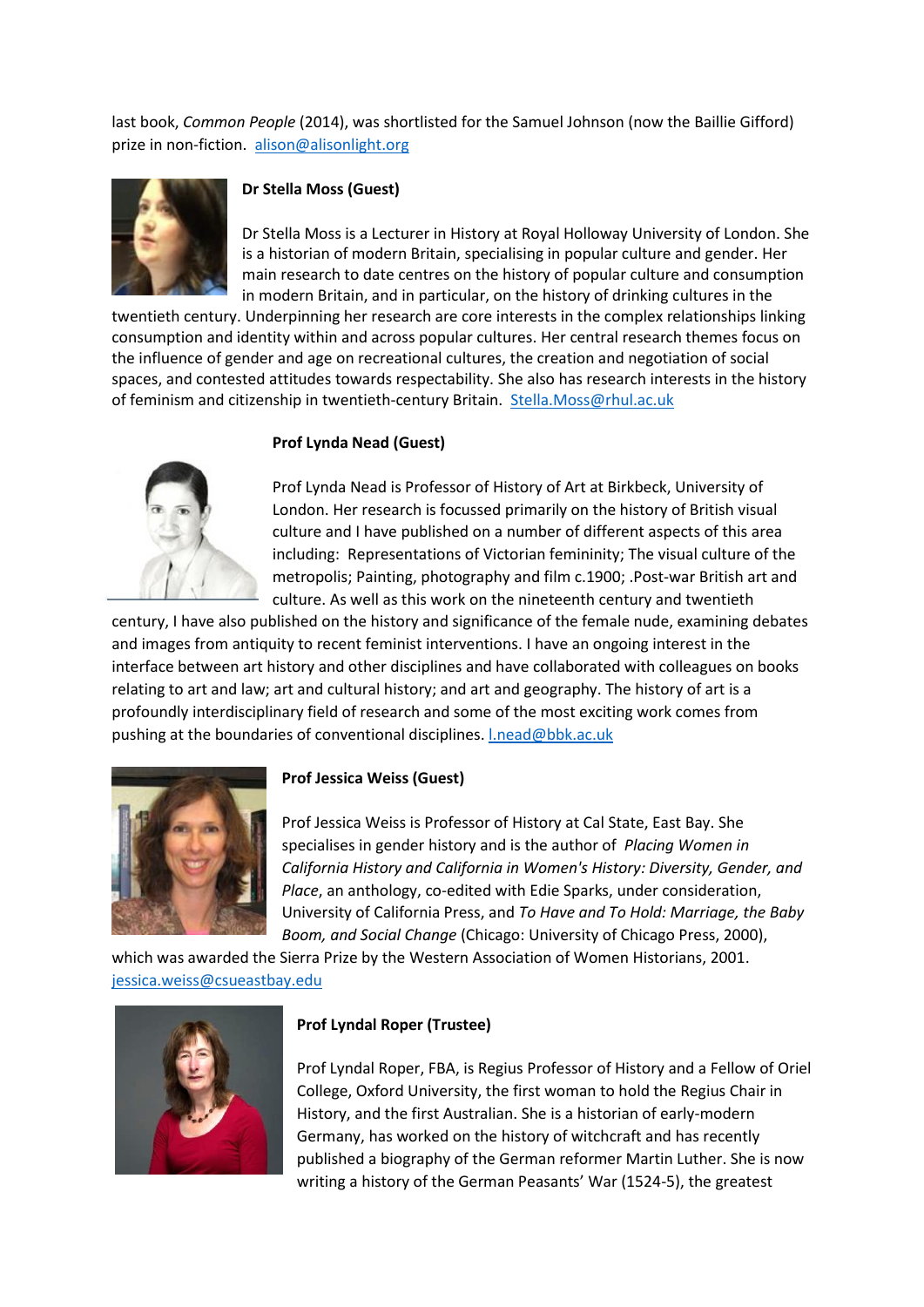last book, *Common People* (2014), was shortlisted for the Samuel Johnson (now the Baillie Gifford) prize in non-fiction. alison@alisonlight.org

**Dr Stella Moss (Guest)**

Dr Stella Moss is a Lecturer in History at Royal Holloway University of London. She is a historian of modern Britain, specialising in popular culture and gender. Her main research to date centres on the history of popular culture and consumption in modern Britain, and in particular, on the history of drinking cultures in the twentieth century. Underpinning her research are core interests in the complex relationships linking consumption and identity within and across popular cultures. Her central research themes focus on the influence of gender and age on recreational cultures, the creation and negotiation of social spaces, and contested attitudes towards respectability. She also has research interests in the history of feminism and citizenship in twentieth-century Britain. Stella.Moss@rhul.ac.uk

**Prof Lynda Nead (Guest)**

Prof Lynda Nead is Professor of History of Art at Birkbeck, University of London. Her research is focussed primarily on the history of British visual culture and I have published on a number of different aspects of this area including: Representations of Victorian femininity; The visual culture of the metropolis; Painting, photography and film c.1900; .Post-war British art and culture. As well as this work on the nineteenth century and twentieth century, I have also published on the history and significance of the female nude, examining debates and images from antiquity to recent feminist interventions. I have an ongoing interest in the interface between art history and other disciplines and have collaborated with colleagues on books relating to art and law; art and cultural history; and art and geography. The history of art is a profoundly interdisciplinary field of research and some of the most exciting work comes from pushing at the boundaries of conventional disciplines. l.nead@bbk.ac.uk

**Prof Jessica Weiss (Guest)**

Prof Jessica Weiss is Professor of History at Cal State, East Bay. She specialises in gender history and is the author of *Placing Women in California History and California in Women's History: Diversity, Gender, and Place*, an anthology, co-edited with Edie Sparks, under consideration, University of California Press, and *To Have and To Hold: Marriage, the Baby Boom, and Social Change* (Chicago: University of Chicago Press, 2000), which was awarded the Sierra Prize by the Western Association of Women Historians, 2001. jessica.weiss@csueastbay.edu

**Prof Lyndal Roper (Trustee)**

Prof Lyndal Roper, FBA, is Regius Professor of History and a Fellow of Oriel College, Oxford University, the first woman to hold the Regius Chair in History, and the first Australian. She is a historian of early-modern Germany, has worked on the history of witchcraft and has recently published a biography of the German reformer Martin Luther. She is now writing a history of the German Peasants' War (1524-5), the greatest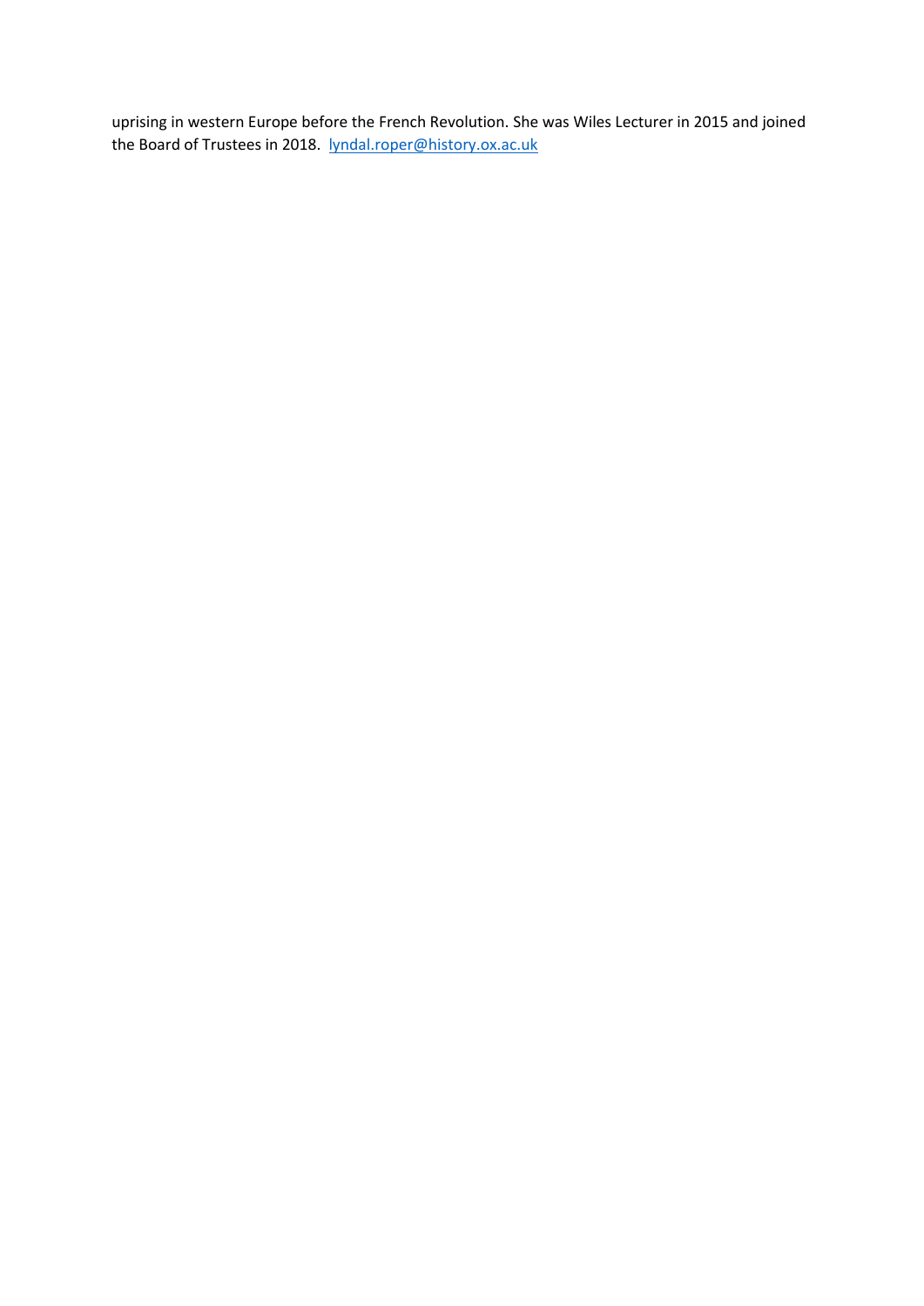uprising in western Europe before the French Revolution. She was Wiles Lecturer in 2015 and joined the Board of Trustees in 2018. lyndal.roper@history.ox.ac.uk